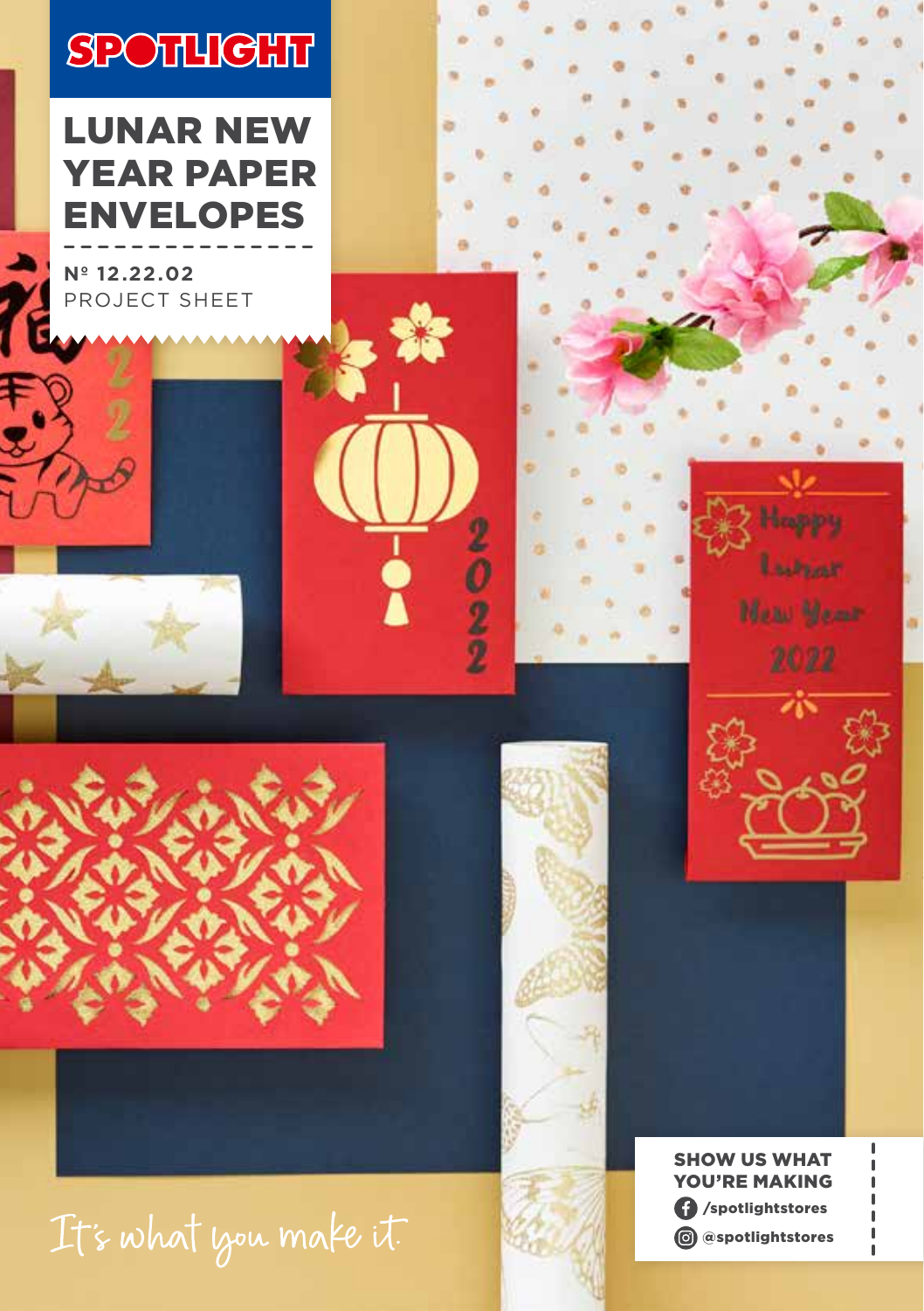SPOTLIGHT

# LUNAR NEW YEAR PAPER ENVELOPES

**Nº 12.22.02**
PROJECT SHEET

It's what you make it.

**SHOW US WHAT YOU'RE MAKING**

/spotlightstores

@spotlightstores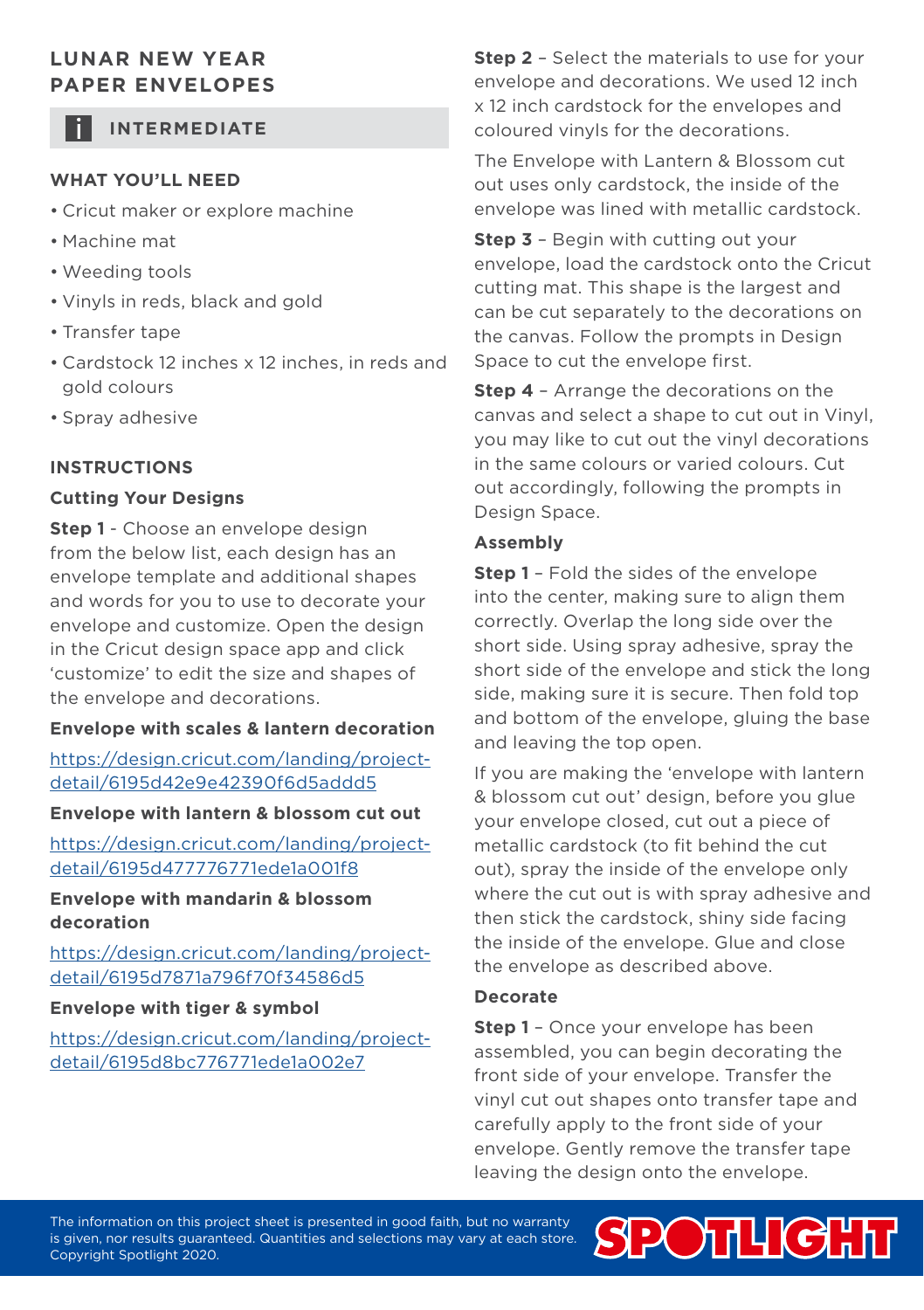## LUNAR NEW YEAR PAPER ENVELOPES

**INTERMEDIATE**

### WHAT YOU'LL NEED

- Cricut maker or explore machine
- Machine mat
- Weeding tools
- Vinyls in reds, black and gold
- Transfer tape
- Cardstock 12 inches x 12 inches, in reds and gold colours
- Spray adhesive

### INSTRUCTIONS

#### Cutting Your Designs

**Step 1** - Choose an envelope design from the below list, each design has an envelope template and additional shapes and words for you to use to decorate your envelope and customize. Open the design in the Cricut design space app and click 'customize' to edit the size and shapes of the envelope and decorations.

**Envelope with scales & lantern decoration**

https://design.cricut.com/landing/project-detail/6195d42e9e42390f6d5addd5

**Envelope with lantern & blossom cut out**

https://design.cricut.com/landing/project-detail/6195d477776771ede1a001f8

**Envelope with mandarin & blossom decoration**

https://design.cricut.com/landing/project-detail/6195d7871a796f70f34586d5

**Envelope with tiger & symbol**

https://design.cricut.com/landing/project-detail/6195d8bc776771ede1a002e7

**Step 2** – Select the materials to use for your envelope and decorations. We used 12 inch x 12 inch cardstock for the envelopes and coloured vinyls for the decorations.

The Envelope with Lantern & Blossom cut out uses only cardstock, the inside of the envelope was lined with metallic cardstock.

**Step 3** – Begin with cutting out your envelope, load the cardstock onto the Cricut cutting mat. This shape is the largest and can be cut separately to the decorations on the canvas. Follow the prompts in Design Space to cut the envelope first.

**Step 4** – Arrange the decorations on the canvas and select a shape to cut out in Vinyl, you may like to cut out the vinyl decorations in the same colours or varied colours. Cut out accordingly, following the prompts in Design Space.

#### Assembly

**Step 1** – Fold the sides of the envelope into the center, making sure to align them correctly. Overlap the long side over the short side. Using spray adhesive, spray the short side of the envelope and stick the long side, making sure it is secure. Then fold top and bottom of the envelope, gluing the base and leaving the top open.

If you are making the 'envelope with lantern & blossom cut out' design, before you glue your envelope closed, cut out a piece of metallic cardstock (to fit behind the cut out), spray the inside of the envelope only where the cut out is with spray adhesive and then stick the cardstock, shiny side facing the inside of the envelope. Glue and close the envelope as described above.

#### Decorate

**Step 1** – Once your envelope has been assembled, you can begin decorating the front side of your envelope. Transfer the vinyl cut out shapes onto transfer tape and carefully apply to the front side of your envelope. Gently remove the transfer tape leaving the design onto the envelope.

The information on this project sheet is presented in good faith, but no warranty is given, nor results guaranteed. Quantities and selections may vary at each store. Copyright Spotlight 2020.

SPOTLIGHT